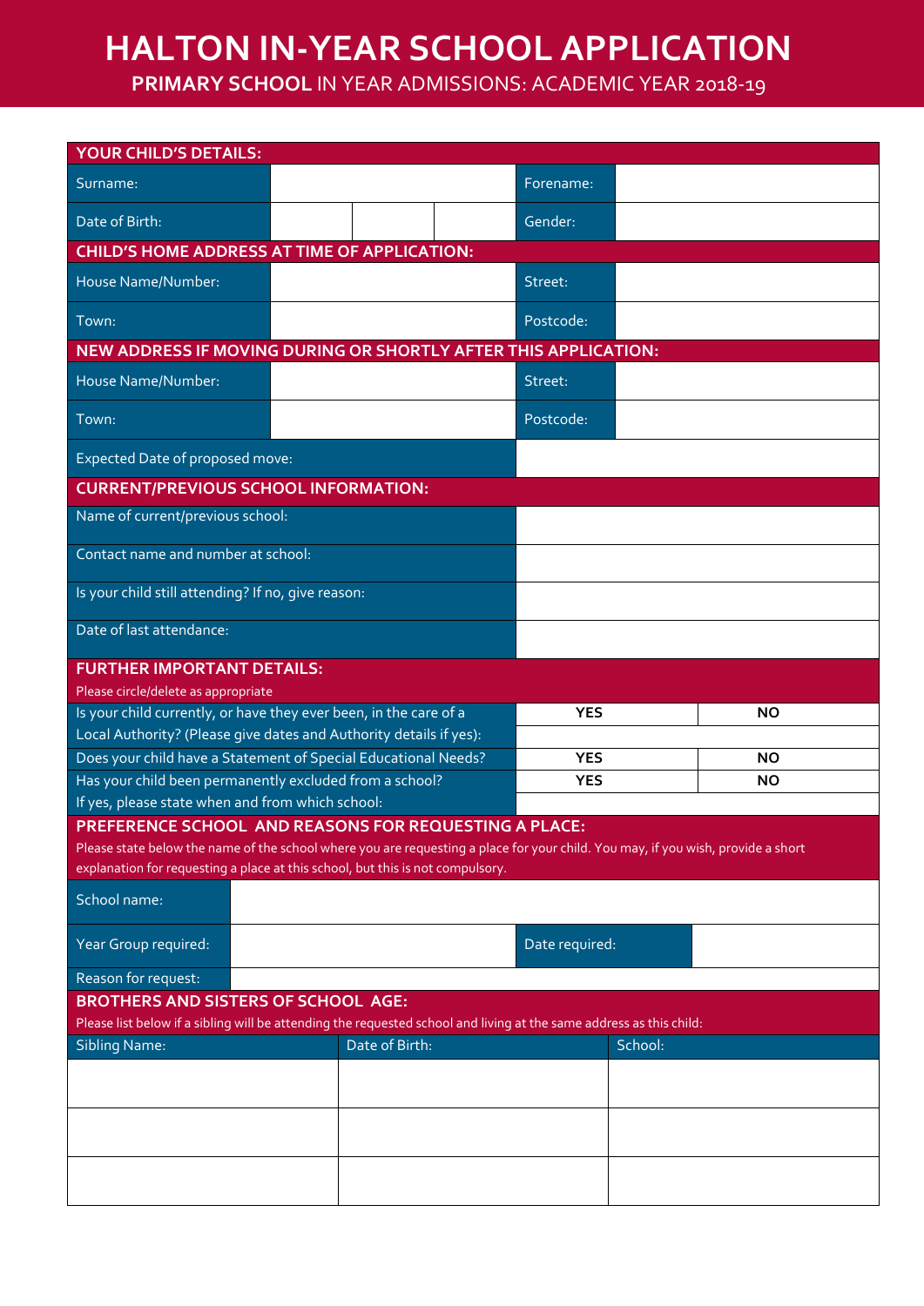# HALTON IN-YEAR SCHOOL APPLICATION

**PRIMARY SCHOOL** IN YEAR ADMISSIONS: ACADEMIC YEAR 2018-19

## YOUR CHILD'S DETAILS:

| | | | | | |
|---|---|---|---|---|---|
| Surname: | | | | Forename: | |
| Date of Birth: | | | | Gender: | |

## CHILD'S HOME ADDRESS AT TIME OF APPLICATION:

| | | | |
|---|---|---|---|
| House Name/Number: | | Street: | |
| Town: | | Postcode: | |

## NEW ADDRESS IF MOVING DURING OR SHORTLY AFTER THIS APPLICATION:

| | | | |
|---|---|---|---|
| House Name/Number: | | Street: | |
| Town: | | Postcode: | |
| Expected Date of proposed move: | | | |

## CURRENT/PREVIOUS SCHOOL INFORMATION:

| | |
|---|---|
| Name of current/previous school: | |
| Contact name and number at school: | |
| Is your child still attending? If no, give reason: | |
| Date of last attendance: | |

## FURTHER IMPORTANT DETAILS:

Please circle/delete as appropriate

| | | |
|---|---|---|
| Is your child currently, or have they ever been, in the care of a Local Authority? (Please give dates and Authority details if yes): | YES | NO |
| Does your child have a Statement of Special Educational Needs? | YES | NO |
| Has your child been permanently excluded from a school? If yes, please state when and from which school: | YES | NO |

## PREFERENCE SCHOOL AND REASONS FOR REQUESTING A PLACE:

Please state below the name of the school where you are requesting a place for your child. You may, if you wish, provide a short explanation for requesting a place at this school, but this is not compulsory.

| | | | |
|---|---|---|---|
| School name: | | | |
| Year Group required: | | Date required: | |
| Reason for request: | | | |

## BROTHERS AND SISTERS OF SCHOOL AGE:

Please list below if a sibling will be attending the requested school and living at the same address as this child:

| Sibling Name: | Date of Birth: | School: |
|---|---|---|
| | | |
| | | |
| | | |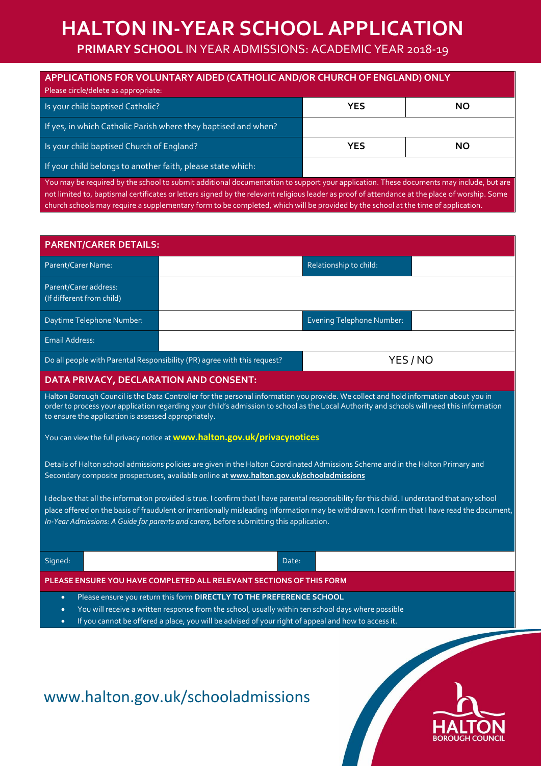# HALTON IN-YEAR SCHOOL APPLICATION

**PRIMARY SCHOOL** IN YEAR ADMISSIONS: ACADEMIC YEAR 2018-19

## APPLICATIONS FOR VOLUNTARY AIDED (CATHOLIC AND/OR CHURCH OF ENGLAND) ONLY

Please circle/delete as appropriate:

| | | |
|---|---|---|
| Is your child baptised Catholic? | **YES** | **NO** |
| If yes, in which Catholic Parish where they baptised and when? | | |
| Is your child baptised Church of England? | **YES** | **NO** |
| If your child belongs to another faith, please state which: | | |

You may be required by the school to submit additional documentation to support your application. These documents may include, but are not limited to, baptismal certificates or letters signed by the relevant religious leader as proof of attendance at the place of worship. Some church schools may require a supplementary form to be completed, which will be provided by the school at the time of application.

## PARENT/CARER DETAILS:

| | | | |
|---|---|---|---|
| Parent/Carer Name: | | Relationship to child: | |
| Parent/Carer address: (If different from child) | | | |
| Daytime Telephone Number: | | Evening Telephone Number: | |
| Email Address: | | | |
| Do all people with Parental Responsibility (PR) agree with this request? | | YES / NO | |

## DATA PRIVACY, DECLARATION AND CONSENT:

Halton Borough Council is the Data Controller for the personal information you provide. We collect and hold information about you in order to process your application regarding your child's admission to school as the Local Authority and schools will need this information to ensure the application is assessed appropriately.

You can view the full privacy notice at **www.halton.gov.uk/privacynotices**

Details of Halton school admissions policies are given in the Halton Coordinated Admissions Scheme and in the Halton Primary and Secondary composite prospectuses, available online at **www.halton.gov.uk/schooladmissions**

I declare that all the information provided is true. I confirm that I have parental responsibility for this child. I understand that any school place offered on the basis of fraudulent or intentionally misleading information may be withdrawn. I confirm that I have read the document, *In-Year Admissions: A Guide for parents and carers,* before submitting this application.

| | | | |
|---|---|---|---|
| Signed: | | Date: | |

**PLEASE ENSURE YOU HAVE COMPLETED ALL RELEVANT SECTIONS OF THIS FORM**

- Please ensure you return this form **DIRECTLY TO THE PREFERENCE SCHOOL**
- You will receive a written response from the school, usually within ten school days where possible
- If you cannot be offered a place, you will be advised of your right of appeal and how to access it.

www.halton.gov.uk/schooladmissions

HALTON BOROUGH COUNCIL